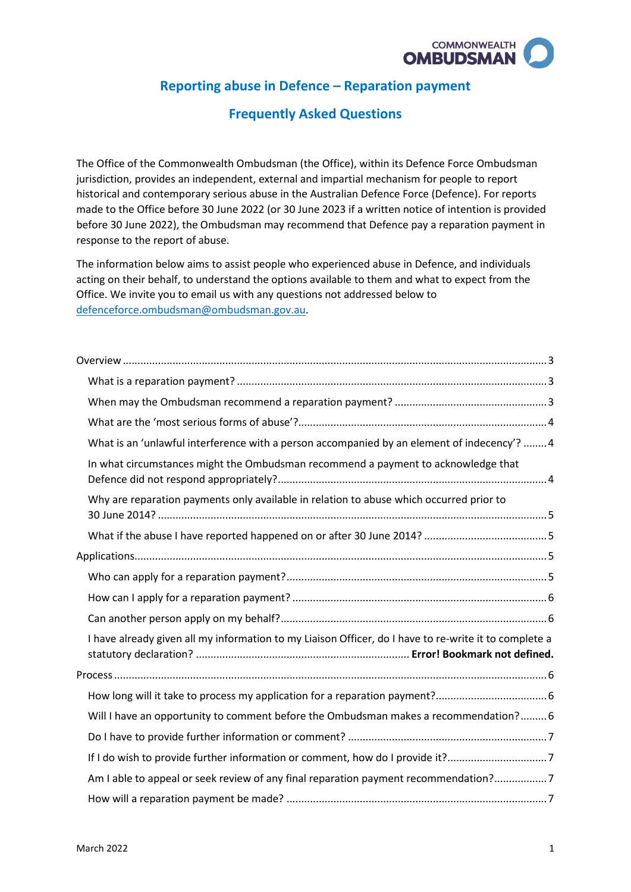# Reporting abuse in Defence – Reparation payment

## Frequently Asked Questions

The Office of the Commonwealth Ombudsman (the Office), within its Defence Force Ombudsman jurisdiction, provides an independent, external and impartial mechanism for people to report historical and contemporary serious abuse in the Australian Defence Force (Defence). For reports made to the Office before 30 June 2022 (or 30 June 2023 if a written notice of intention is provided before 30 June 2022), the Ombudsman may recommend that Defence pay a reparation payment in response to the report of abuse.

The information below aims to assist people who experienced abuse in Defence, and individuals acting on their behalf, to understand the options available to them and what to expect from the Office. We invite you to email us with any questions not addressed below to defenceforce.ombudsman@ombudsman.gov.au.

Overview ..... 3
- What is a reparation payment? ..... 3
- When may the Ombudsman recommend a reparation payment? ..... 3
- What are the 'most serious forms of abuse'? ..... 4
- What is an 'unlawful interference with a person accompanied by an element of indecency'? ..... 4
- In what circumstances might the Ombudsman recommend a payment to acknowledge that Defence did not respond appropriately? ..... 4
- Why are reparation payments only available in relation to abuse which occurred prior to 30 June 2014? ..... 5
- What if the abuse I have reported happened on or after 30 June 2014? ..... 5

Applications ..... 5
- Who can apply for a reparation payment? ..... 5
- How can I apply for a reparation payment? ..... 6
- Can another person apply on my behalf? ..... 6
- I have already given all my information to my Liaison Officer, do I have to re-write it to complete a statutory declaration? ..... **Error! Bookmark not defined.**

Process ..... 6
- How long will it take to process my application for a reparation payment? ..... 6
- Will I have an opportunity to comment before the Ombudsman makes a recommendation? ..... 6
- Do I have to provide further information or comment? ..... 7
- If I do wish to provide further information or comment, how do I provide it? ..... 7
- Am I able to appeal or seek review of any final reparation payment recommendation? ..... 7
- How will a reparation payment be made? ..... 7

March 2022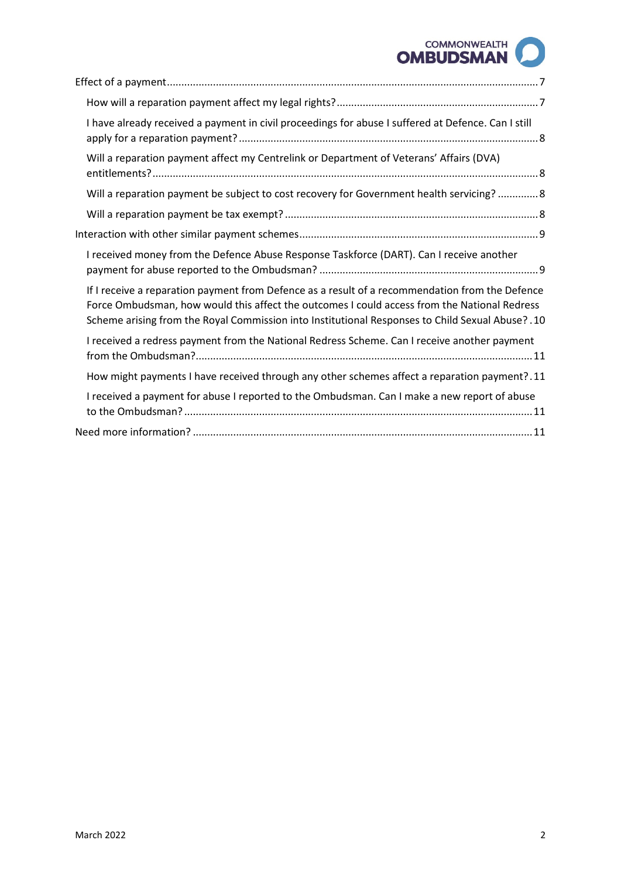- Effect of a payment ........ 7
  - How will a reparation payment affect my legal rights? ........ 7
  - I have already received a payment in civil proceedings for abuse I suffered at Defence. Can I still apply for a reparation payment? ........ 8
  - Will a reparation payment affect my Centrelink or Department of Veterans' Affairs (DVA) entitlements? ........ 8
  - Will a reparation payment be subject to cost recovery for Government health servicing? ........ 8
  - Will a reparation payment be tax exempt? ........ 8
- Interaction with other similar payment schemes ........ 9
  - I received money from the Defence Abuse Response Taskforce (DART). Can I receive another payment for abuse reported to the Ombudsman? ........ 9
  - If I receive a reparation payment from Defence as a result of a recommendation from the Defence Force Ombudsman, how would this affect the outcomes I could access from the National Redress Scheme arising from the Royal Commission into Institutional Responses to Child Sexual Abuse? ........ 10
  - I received a redress payment from the National Redress Scheme. Can I receive another payment from the Ombudsman? ........ 11
  - How might payments I have received through any other schemes affect a reparation payment? ........ 11
  - I received a payment for abuse I reported to the Ombudsman. Can I make a new report of abuse to the Ombudsman? ........ 11
- Need more information? ........ 11

March 2022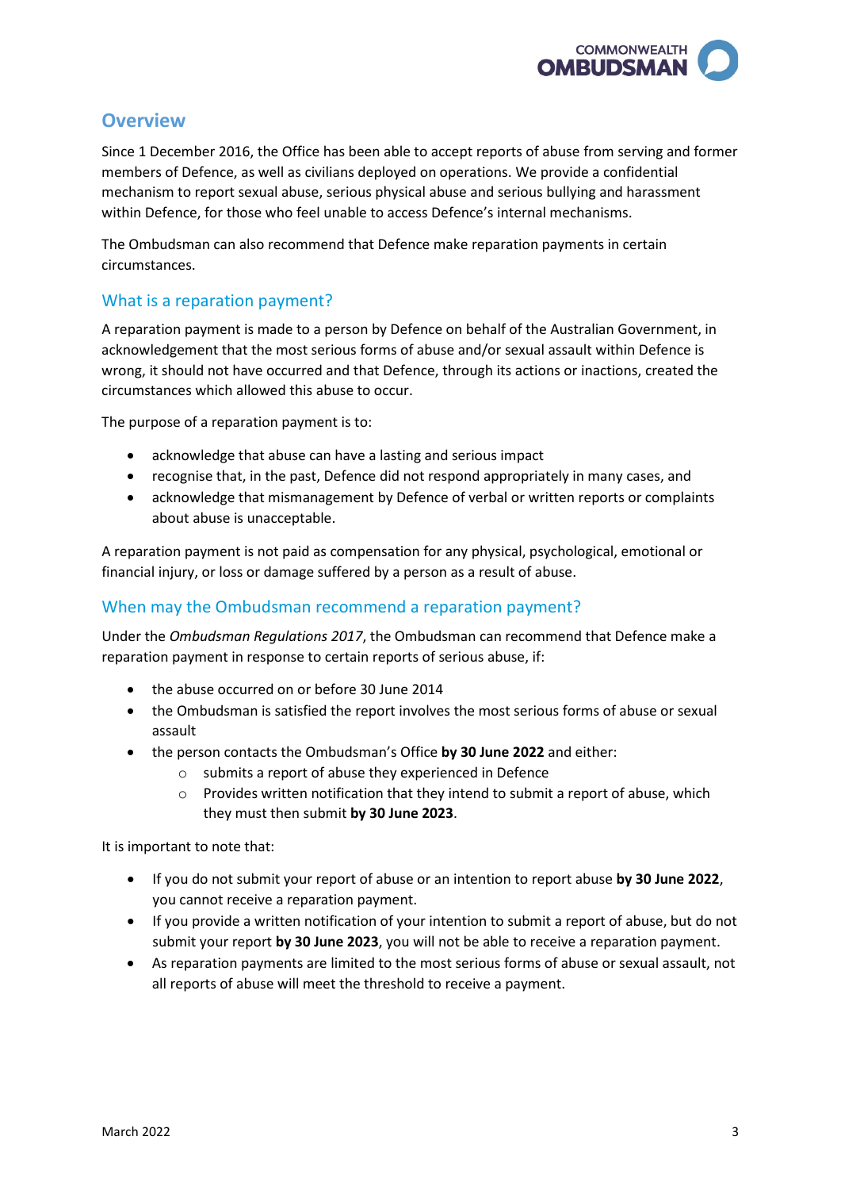## Overview

Since 1 December 2016, the Office has been able to accept reports of abuse from serving and former members of Defence, as well as civilians deployed on operations. We provide a confidential mechanism to report sexual abuse, serious physical abuse and serious bullying and harassment within Defence, for those who feel unable to access Defence's internal mechanisms.

The Ombudsman can also recommend that Defence make reparation payments in certain circumstances.

### What is a reparation payment?

A reparation payment is made to a person by Defence on behalf of the Australian Government, in acknowledgement that the most serious forms of abuse and/or sexual assault within Defence is wrong, it should not have occurred and that Defence, through its actions or inactions, created the circumstances which allowed this abuse to occur.

The purpose of a reparation payment is to:

- acknowledge that abuse can have a lasting and serious impact
- recognise that, in the past, Defence did not respond appropriately in many cases, and
- acknowledge that mismanagement by Defence of verbal or written reports or complaints about abuse is unacceptable.

A reparation payment is not paid as compensation for any physical, psychological, emotional or financial injury, or loss or damage suffered by a person as a result of abuse.

### When may the Ombudsman recommend a reparation payment?

Under the *Ombudsman Regulations 2017*, the Ombudsman can recommend that Defence make a reparation payment in response to certain reports of serious abuse, if:

- the abuse occurred on or before 30 June 2014
- the Ombudsman is satisfied the report involves the most serious forms of abuse or sexual assault
- the person contacts the Ombudsman's Office **by 30 June 2022** and either:
  - submits a report of abuse they experienced in Defence
  - Provides written notification that they intend to submit a report of abuse, which they must then submit **by 30 June 2023**.

It is important to note that:

- If you do not submit your report of abuse or an intention to report abuse **by 30 June 2022**, you cannot receive a reparation payment.
- If you provide a written notification of your intention to submit a report of abuse, but do not submit your report **by 30 June 2023**, you will not be able to receive a reparation payment.
- As reparation payments are limited to the most serious forms of abuse or sexual assault, not all reports of abuse will meet the threshold to receive a payment.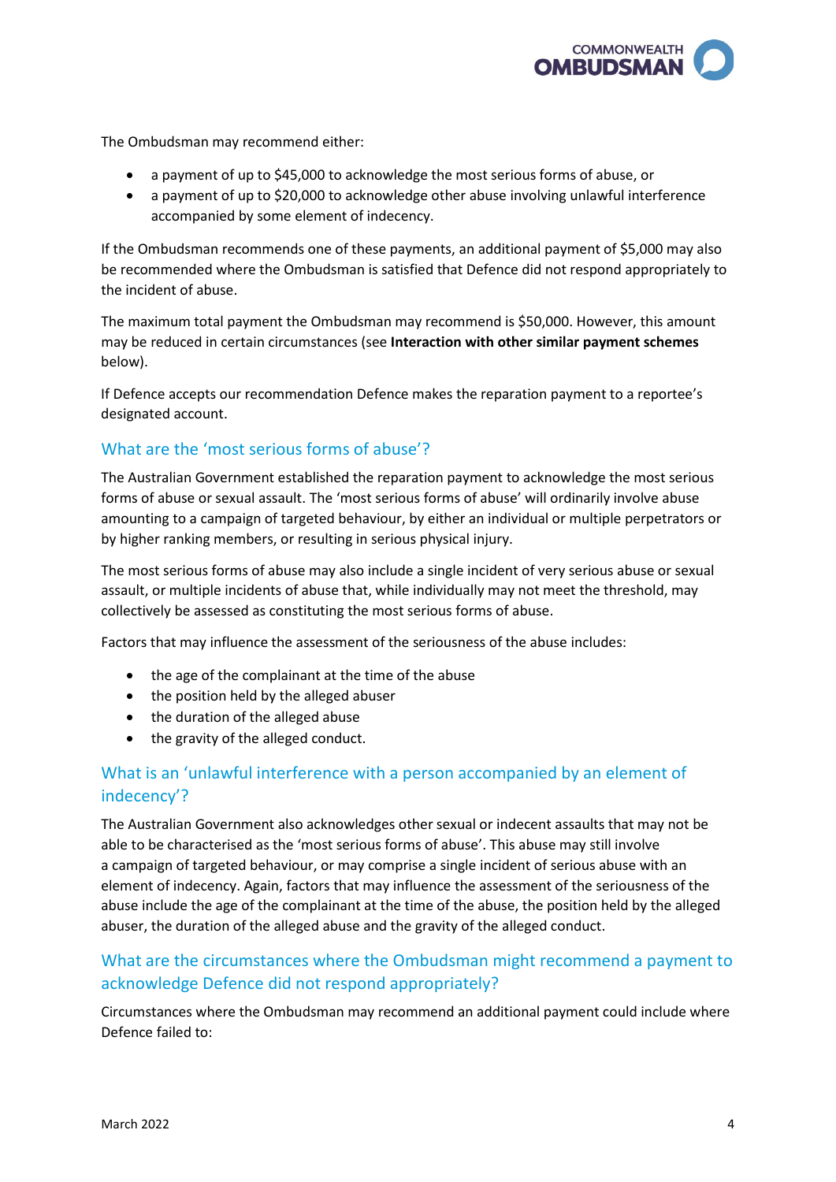The Ombudsman may recommend either:

- a payment of up to $45,000 to acknowledge the most serious forms of abuse, or
- a payment of up to $20,000 to acknowledge other abuse involving unlawful interference accompanied by some element of indecency.

If the Ombudsman recommends one of these payments, an additional payment of $5,000 may also be recommended where the Ombudsman is satisfied that Defence did not respond appropriately to the incident of abuse.

The maximum total payment the Ombudsman may recommend is $50,000. However, this amount may be reduced in certain circumstances (see **Interaction with other similar payment schemes** below).

If Defence accepts our recommendation Defence makes the reparation payment to a reportee's designated account.

## What are the 'most serious forms of abuse'?

The Australian Government established the reparation payment to acknowledge the most serious forms of abuse or sexual assault. The 'most serious forms of abuse' will ordinarily involve abuse amounting to a campaign of targeted behaviour, by either an individual or multiple perpetrators or by higher ranking members, or resulting in serious physical injury.

The most serious forms of abuse may also include a single incident of very serious abuse or sexual assault, or multiple incidents of abuse that, while individually may not meet the threshold, may collectively be assessed as constituting the most serious forms of abuse.

Factors that may influence the assessment of the seriousness of the abuse includes:

- the age of the complainant at the time of the abuse
- the position held by the alleged abuser
- the duration of the alleged abuse
- the gravity of the alleged conduct.

## What is an 'unlawful interference with a person accompanied by an element of indecency'?

The Australian Government also acknowledges other sexual or indecent assaults that may not be able to be characterised as the 'most serious forms of abuse'. This abuse may still involve a campaign of targeted behaviour, or may comprise a single incident of serious abuse with an element of indecency. Again, factors that may influence the assessment of the seriousness of the abuse include the age of the complainant at the time of the abuse, the position held by the alleged abuser, the duration of the alleged abuse and the gravity of the alleged conduct.

## What are the circumstances where the Ombudsman might recommend a payment to acknowledge Defence did not respond appropriately?

Circumstances where the Ombudsman may recommend an additional payment could include where Defence failed to: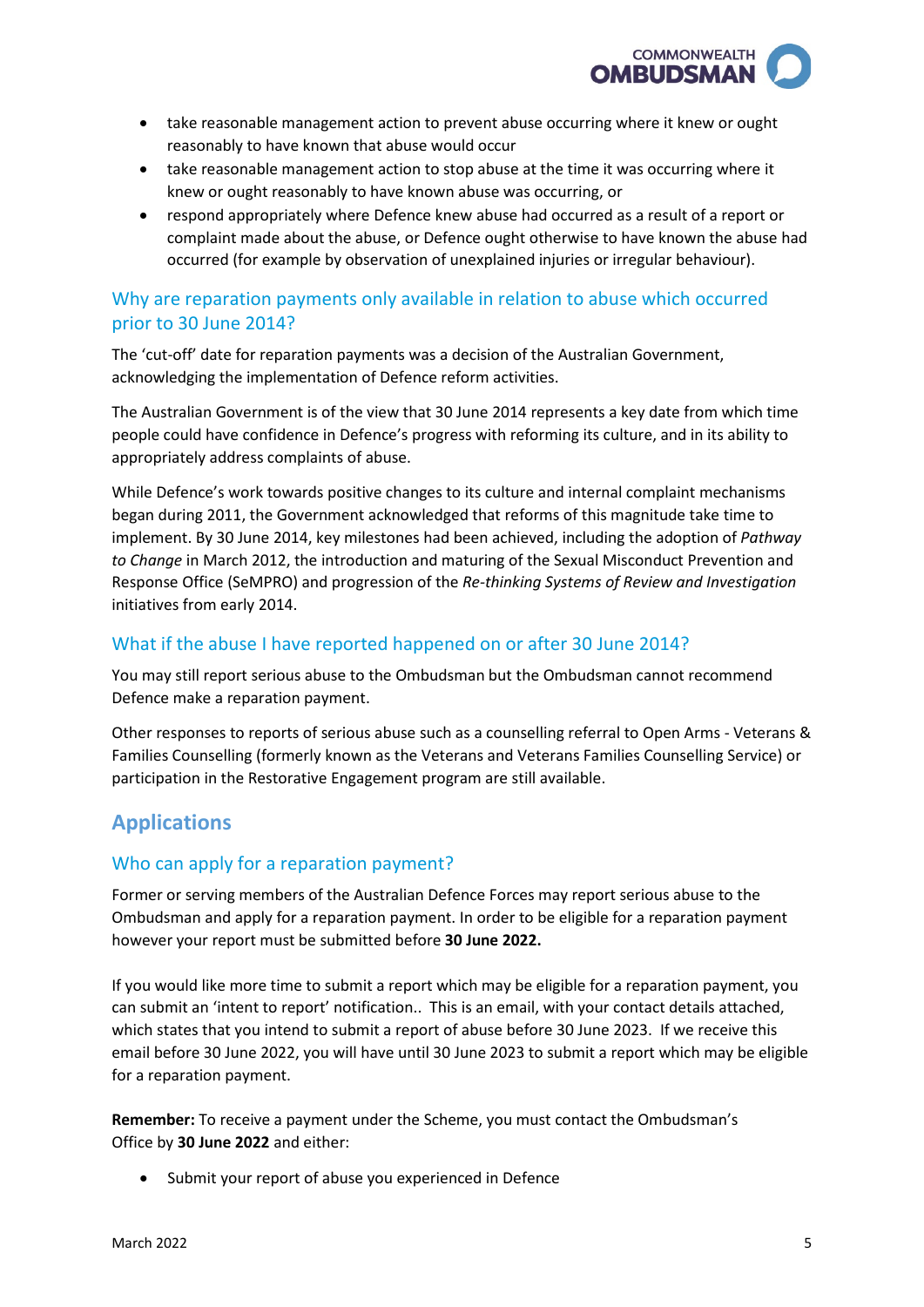- take reasonable management action to prevent abuse occurring where it knew or ought reasonably to have known that abuse would occur
- take reasonable management action to stop abuse at the time it was occurring where it knew or ought reasonably to have known abuse was occurring, or
- respond appropriately where Defence knew abuse had occurred as a result of a report or complaint made about the abuse, or Defence ought otherwise to have known the abuse had occurred (for example by observation of unexplained injuries or irregular behaviour).

### Why are reparation payments only available in relation to abuse which occurred prior to 30 June 2014?

The 'cut-off' date for reparation payments was a decision of the Australian Government, acknowledging the implementation of Defence reform activities.

The Australian Government is of the view that 30 June 2014 represents a key date from which time people could have confidence in Defence's progress with reforming its culture, and in its ability to appropriately address complaints of abuse.

While Defence's work towards positive changes to its culture and internal complaint mechanisms began during 2011, the Government acknowledged that reforms of this magnitude take time to implement. By 30 June 2014, key milestones had been achieved, including the adoption of *Pathway to Change* in March 2012, the introduction and maturing of the Sexual Misconduct Prevention and Response Office (SeMPRO) and progression of the *Re-thinking Systems of Review and Investigation* initiatives from early 2014.

### What if the abuse I have reported happened on or after 30 June 2014?

You may still report serious abuse to the Ombudsman but the Ombudsman cannot recommend Defence make a reparation payment.

Other responses to reports of serious abuse such as a counselling referral to Open Arms - Veterans & Families Counselling (formerly known as the Veterans and Veterans Families Counselling Service) or participation in the Restorative Engagement program are still available.

## Applications

### Who can apply for a reparation payment?

Former or serving members of the Australian Defence Forces may report serious abuse to the Ombudsman and apply for a reparation payment. In order to be eligible for a reparation payment however your report must be submitted before **30 June 2022.**

If you would like more time to submit a report which may be eligible for a reparation payment, you can submit an 'intent to report' notification.. This is an email, with your contact details attached, which states that you intend to submit a report of abuse before 30 June 2023. If we receive this email before 30 June 2022, you will have until 30 June 2023 to submit a report which may be eligible for a reparation payment.

**Remember:** To receive a payment under the Scheme, you must contact the Ombudsman's Office by **30 June 2022** and either:

- Submit your report of abuse you experienced in Defence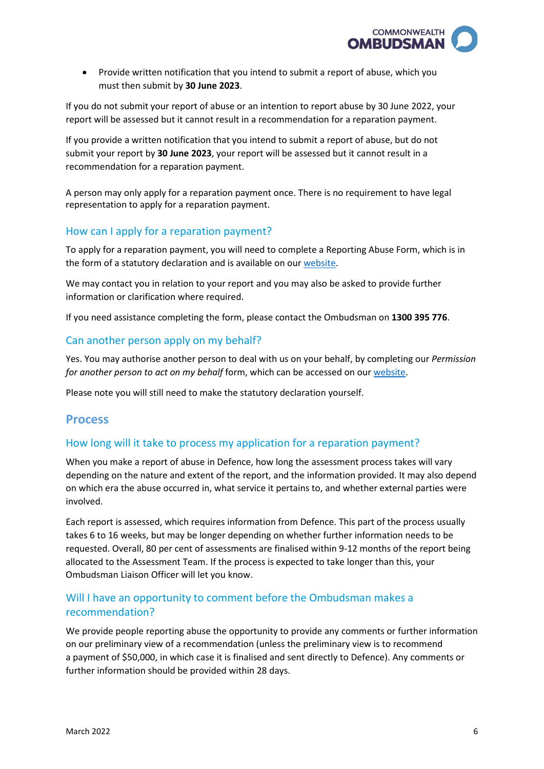- Provide written notification that you intend to submit a report of abuse, which you must then submit by **30 June 2023**.

If you do not submit your report of abuse or an intention to report abuse by 30 June 2022, your report will be assessed but it cannot result in a recommendation for a reparation payment.

If you provide a written notification that you intend to submit a report of abuse, but do not submit your report by **30 June 2023**, your report will be assessed but it cannot result in a recommendation for a reparation payment.

A person may only apply for a reparation payment once. There is no requirement to have legal representation to apply for a reparation payment.

### How can I apply for a reparation payment?

To apply for a reparation payment, you will need to complete a Reporting Abuse Form, which is in the form of a statutory declaration and is available on our website.

We may contact you in relation to your report and you may also be asked to provide further information or clarification where required.

If you need assistance completing the form, please contact the Ombudsman on **1300 395 776**.

### Can another person apply on my behalf?

Yes. You may authorise another person to deal with us on your behalf, by completing our *Permission for another person to act on my behalf* form, which can be accessed on our website.

Please note you will still need to make the statutory declaration yourself.

## Process

### How long will it take to process my application for a reparation payment?

When you make a report of abuse in Defence, how long the assessment process takes will vary depending on the nature and extent of the report, and the information provided. It may also depend on which era the abuse occurred in, what service it pertains to, and whether external parties were involved.

Each report is assessed, which requires information from Defence. This part of the process usually takes 6 to 16 weeks, but may be longer depending on whether further information needs to be requested. Overall, 80 per cent of assessments are finalised within 9-12 months of the report being allocated to the Assessment Team. If the process is expected to take longer than this, your Ombudsman Liaison Officer will let you know.

### Will I have an opportunity to comment before the Ombudsman makes a recommendation?

We provide people reporting abuse the opportunity to provide any comments or further information on our preliminary view of a recommendation (unless the preliminary view is to recommend a payment of $50,000, in which case it is finalised and sent directly to Defence). Any comments or further information should be provided within 28 days.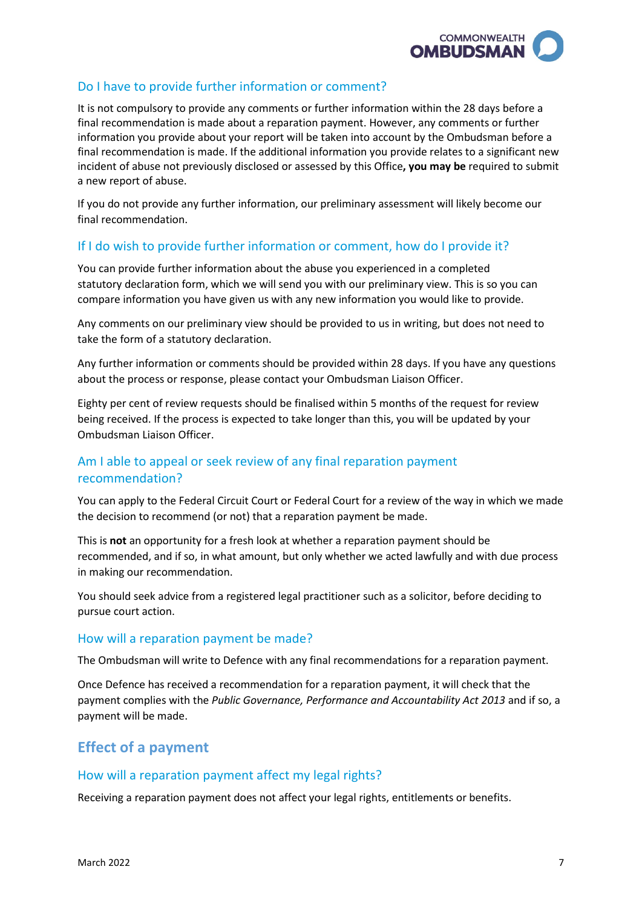### Do I have to provide further information or comment?

It is not compulsory to provide any comments or further information within the 28 days before a final recommendation is made about a reparation payment. However, any comments or further information you provide about your report will be taken into account by the Ombudsman before a final recommendation is made. If the additional information you provide relates to a significant new incident of abuse not previously disclosed or assessed by this Office**, you may be** required to submit a new report of abuse.

If you do not provide any further information, our preliminary assessment will likely become our final recommendation.

### If I do wish to provide further information or comment, how do I provide it?

You can provide further information about the abuse you experienced in a completed statutory declaration form, which we will send you with our preliminary view. This is so you can compare information you have given us with any new information you would like to provide.

Any comments on our preliminary view should be provided to us in writing, but does not need to take the form of a statutory declaration.

Any further information or comments should be provided within 28 days. If you have any questions about the process or response, please contact your Ombudsman Liaison Officer.

Eighty per cent of review requests should be finalised within 5 months of the request for review being received. If the process is expected to take longer than this, you will be updated by your Ombudsman Liaison Officer.

### Am I able to appeal or seek review of any final reparation payment recommendation?

You can apply to the Federal Circuit Court or Federal Court for a review of the way in which we made the decision to recommend (or not) that a reparation payment be made.

This is **not** an opportunity for a fresh look at whether a reparation payment should be recommended, and if so, in what amount, but only whether we acted lawfully and with due process in making our recommendation.

You should seek advice from a registered legal practitioner such as a solicitor, before deciding to pursue court action.

### How will a reparation payment be made?

The Ombudsman will write to Defence with any final recommendations for a reparation payment.

Once Defence has received a recommendation for a reparation payment, it will check that the payment complies with the *Public Governance, Performance and Accountability Act 2013* and if so, a payment will be made.

## Effect of a payment

### How will a reparation payment affect my legal rights?

Receiving a reparation payment does not affect your legal rights, entitlements or benefits.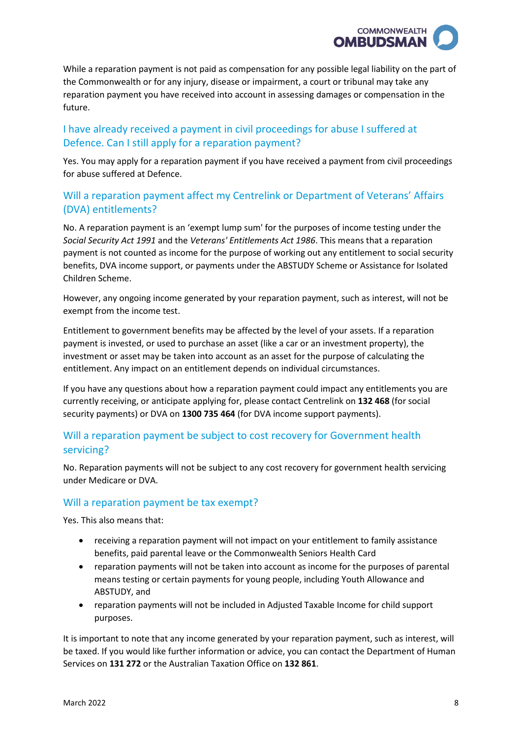While a reparation payment is not paid as compensation for any possible legal liability on the part of the Commonwealth or for any injury, disease or impairment, a court or tribunal may take any reparation payment you have received into account in assessing damages or compensation in the future.

## I have already received a payment in civil proceedings for abuse I suffered at Defence. Can I still apply for a reparation payment?

Yes. You may apply for a reparation payment if you have received a payment from civil proceedings for abuse suffered at Defence.

## Will a reparation payment affect my Centrelink or Department of Veterans' Affairs (DVA) entitlements?

No. A reparation payment is an 'exempt lump sum' for the purposes of income testing under the *Social Security Act 1991* and the *Veterans' Entitlements Act 1986*. This means that a reparation payment is not counted as income for the purpose of working out any entitlement to social security benefits, DVA income support, or payments under the ABSTUDY Scheme or Assistance for Isolated Children Scheme.

However, any ongoing income generated by your reparation payment, such as interest, will not be exempt from the income test.

Entitlement to government benefits may be affected by the level of your assets. If a reparation payment is invested, or used to purchase an asset (like a car or an investment property), the investment or asset may be taken into account as an asset for the purpose of calculating the entitlement. Any impact on an entitlement depends on individual circumstances.

If you have any questions about how a reparation payment could impact any entitlements you are currently receiving, or anticipate applying for, please contact Centrelink on **132 468** (for social security payments) or DVA on **1300 735 464** (for DVA income support payments).

## Will a reparation payment be subject to cost recovery for Government health servicing?

No. Reparation payments will not be subject to any cost recovery for government health servicing under Medicare or DVA.

## Will a reparation payment be tax exempt?

Yes. This also means that:

- receiving a reparation payment will not impact on your entitlement to family assistance benefits, paid parental leave or the Commonwealth Seniors Health Card
- reparation payments will not be taken into account as income for the purposes of parental means testing or certain payments for young people, including Youth Allowance and ABSTUDY, and
- reparation payments will not be included in Adjusted Taxable Income for child support purposes.

It is important to note that any income generated by your reparation payment, such as interest, will be taxed. If you would like further information or advice, you can contact the Department of Human Services on **131 272** or the Australian Taxation Office on **132 861**.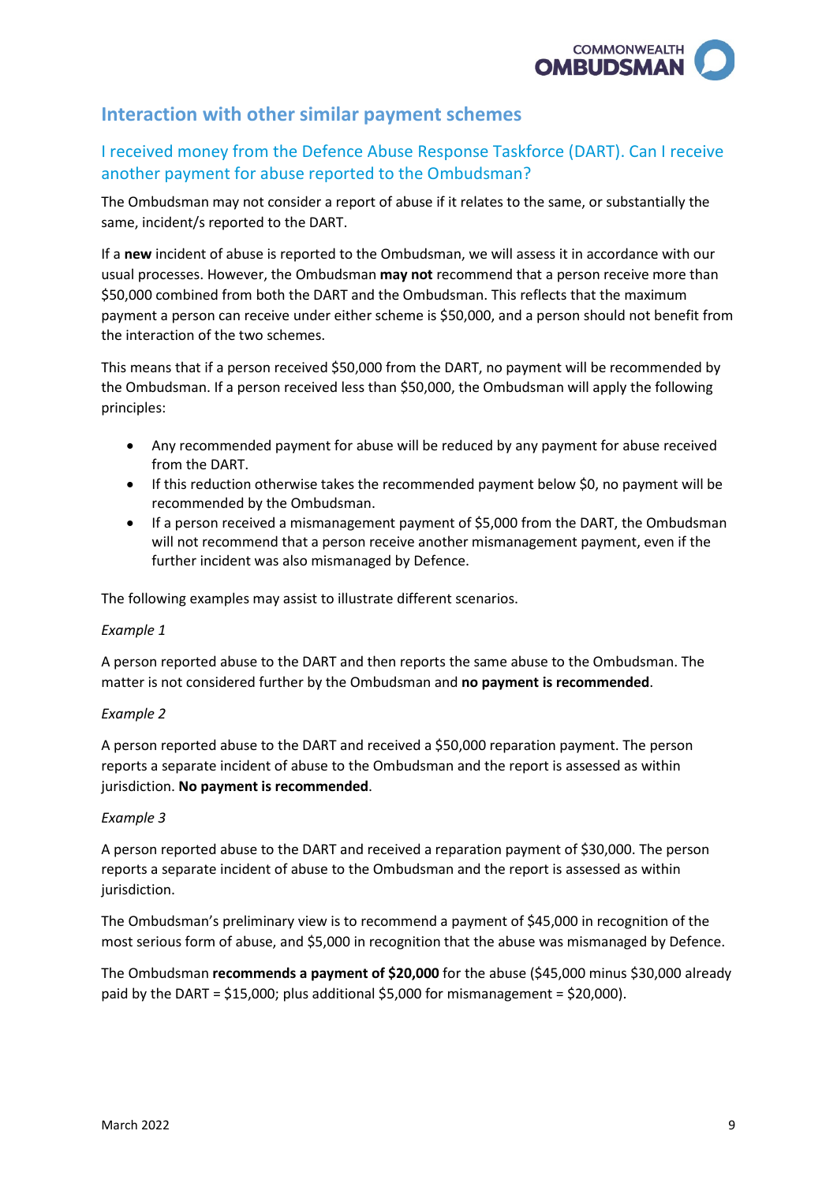## Interaction with other similar payment schemes

### I received money from the Defence Abuse Response Taskforce (DART). Can I receive another payment for abuse reported to the Ombudsman?

The Ombudsman may not consider a report of abuse if it relates to the same, or substantially the same, incident/s reported to the DART.

If a **new** incident of abuse is reported to the Ombudsman, we will assess it in accordance with our usual processes. However, the Ombudsman **may not** recommend that a person receive more than $50,000 combined from both the DART and the Ombudsman. This reflects that the maximum payment a person can receive under either scheme is $50,000, and a person should not benefit from the interaction of the two schemes.

This means that if a person received $50,000 from the DART, no payment will be recommended by the Ombudsman. If a person received less than $50,000, the Ombudsman will apply the following principles:

- Any recommended payment for abuse will be reduced by any payment for abuse received from the DART.
- If this reduction otherwise takes the recommended payment below $0, no payment will be recommended by the Ombudsman.
- If a person received a mismanagement payment of $5,000 from the DART, the Ombudsman will not recommend that a person receive another mismanagement payment, even if the further incident was also mismanaged by Defence.

The following examples may assist to illustrate different scenarios.

*Example 1*

A person reported abuse to the DART and then reports the same abuse to the Ombudsman. The matter is not considered further by the Ombudsman and **no payment is recommended**.

*Example 2*

A person reported abuse to the DART and received a $50,000 reparation payment. The person reports a separate incident of abuse to the Ombudsman and the report is assessed as within jurisdiction. **No payment is recommended**.

*Example 3*

A person reported abuse to the DART and received a reparation payment of $30,000. The person reports a separate incident of abuse to the Ombudsman and the report is assessed as within jurisdiction.

The Ombudsman's preliminary view is to recommend a payment of $45,000 in recognition of the most serious form of abuse, and $5,000 in recognition that the abuse was mismanaged by Defence.

The Ombudsman **recommends a payment of $20,000** for the abuse ($45,000 minus $30,000 already paid by the DART = $15,000; plus additional $5,000 for mismanagement = $20,000).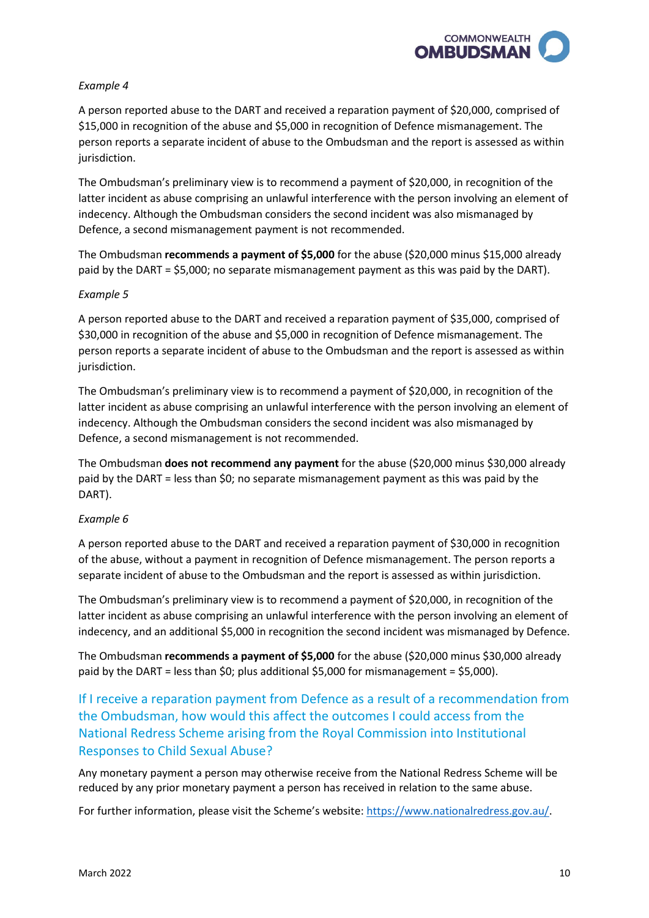*Example 4*

A person reported abuse to the DART and received a reparation payment of $20,000, comprised of $15,000 in recognition of the abuse and $5,000 in recognition of Defence mismanagement. The person reports a separate incident of abuse to the Ombudsman and the report is assessed as within jurisdiction.

The Ombudsman's preliminary view is to recommend a payment of $20,000, in recognition of the latter incident as abuse comprising an unlawful interference with the person involving an element of indecency. Although the Ombudsman considers the second incident was also mismanaged by Defence, a second mismanagement payment is not recommended.

The Ombudsman **recommends a payment of $5,000** for the abuse ($20,000 minus $15,000 already paid by the DART = $5,000; no separate mismanagement payment as this was paid by the DART).

*Example 5*

A person reported abuse to the DART and received a reparation payment of $35,000, comprised of $30,000 in recognition of the abuse and $5,000 in recognition of Defence mismanagement. The person reports a separate incident of abuse to the Ombudsman and the report is assessed as within jurisdiction.

The Ombudsman's preliminary view is to recommend a payment of $20,000, in recognition of the latter incident as abuse comprising an unlawful interference with the person involving an element of indecency. Although the Ombudsman considers the second incident was also mismanaged by Defence, a second mismanagement is not recommended.

The Ombudsman **does not recommend any payment** for the abuse ($20,000 minus $30,000 already paid by the DART = less than $0; no separate mismanagement payment as this was paid by the DART).

*Example 6*

A person reported abuse to the DART and received a reparation payment of $30,000 in recognition of the abuse, without a payment in recognition of Defence mismanagement. The person reports a separate incident of abuse to the Ombudsman and the report is assessed as within jurisdiction.

The Ombudsman's preliminary view is to recommend a payment of $20,000, in recognition of the latter incident as abuse comprising an unlawful interference with the person involving an element of indecency, and an additional $5,000 in recognition the second incident was mismanaged by Defence.

The Ombudsman **recommends a payment of $5,000** for the abuse ($20,000 minus $30,000 already paid by the DART = less than $0; plus additional $5,000 for mismanagement = $5,000).

## If I receive a reparation payment from Defence as a result of a recommendation from the Ombudsman, how would this affect the outcomes I could access from the National Redress Scheme arising from the Royal Commission into Institutional Responses to Child Sexual Abuse?

Any monetary payment a person may otherwise receive from the National Redress Scheme will be reduced by any prior monetary payment a person has received in relation to the same abuse.

For further information, please visit the Scheme's website: https://www.nationalredress.gov.au/.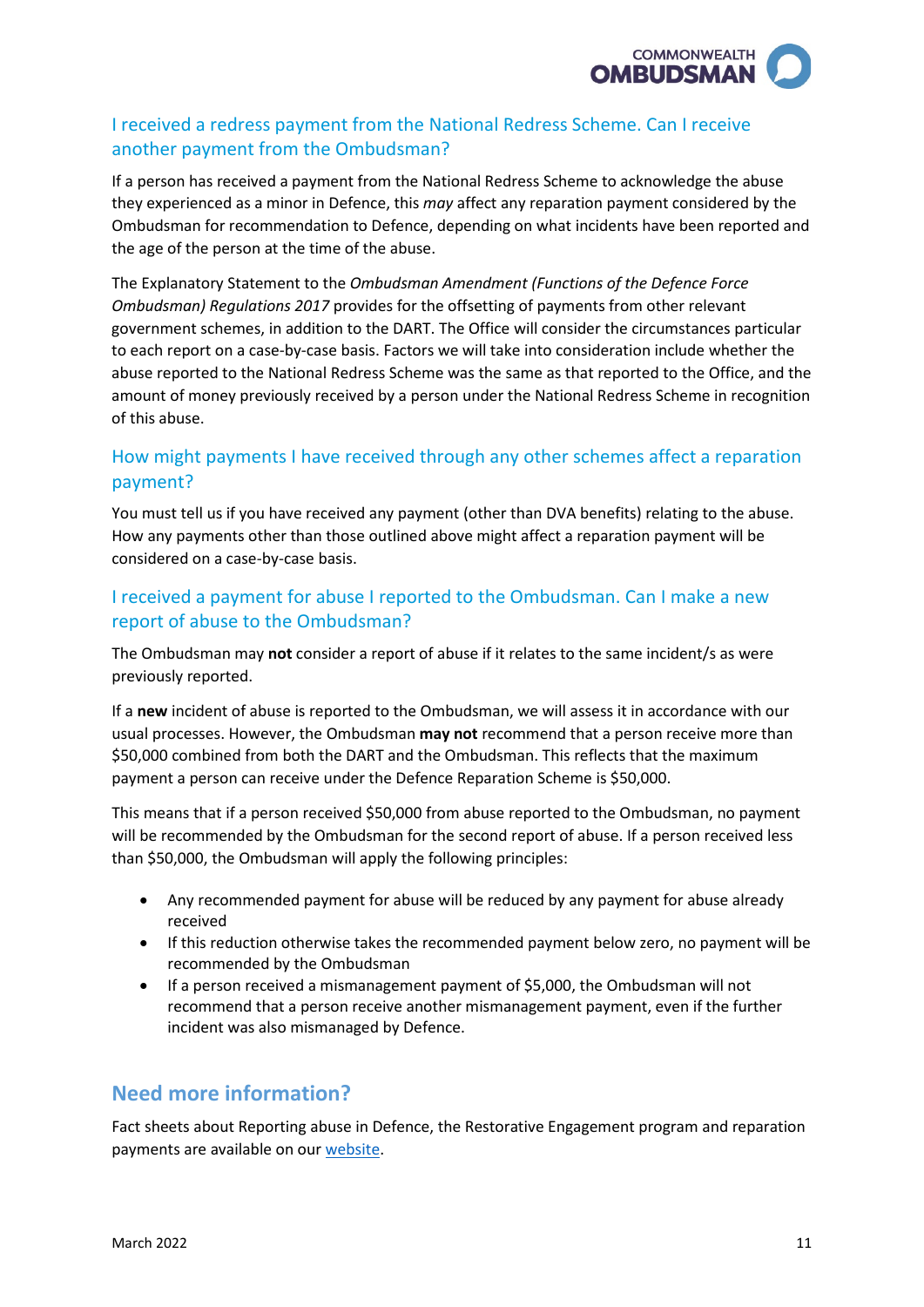## I received a redress payment from the National Redress Scheme. Can I receive another payment from the Ombudsman?

If a person has received a payment from the National Redress Scheme to acknowledge the abuse they experienced as a minor in Defence, this *may* affect any reparation payment considered by the Ombudsman for recommendation to Defence, depending on what incidents have been reported and the age of the person at the time of the abuse.

The Explanatory Statement to the *Ombudsman Amendment (Functions of the Defence Force Ombudsman) Regulations 2017* provides for the offsetting of payments from other relevant government schemes, in addition to the DART. The Office will consider the circumstances particular to each report on a case-by-case basis. Factors we will take into consideration include whether the abuse reported to the National Redress Scheme was the same as that reported to the Office, and the amount of money previously received by a person under the National Redress Scheme in recognition of this abuse.

## How might payments I have received through any other schemes affect a reparation payment?

You must tell us if you have received any payment (other than DVA benefits) relating to the abuse. How any payments other than those outlined above might affect a reparation payment will be considered on a case-by-case basis.

## I received a payment for abuse I reported to the Ombudsman. Can I make a new report of abuse to the Ombudsman?

The Ombudsman may **not** consider a report of abuse if it relates to the same incident/s as were previously reported.

If a **new** incident of abuse is reported to the Ombudsman, we will assess it in accordance with our usual processes. However, the Ombudsman **may not** recommend that a person receive more than $50,000 combined from both the DART and the Ombudsman. This reflects that the maximum payment a person can receive under the Defence Reparation Scheme is $50,000.

This means that if a person received $50,000 from abuse reported to the Ombudsman, no payment will be recommended by the Ombudsman for the second report of abuse. If a person received less than $50,000, the Ombudsman will apply the following principles:

- Any recommended payment for abuse will be reduced by any payment for abuse already received
- If this reduction otherwise takes the recommended payment below zero, no payment will be recommended by the Ombudsman
- If a person received a mismanagement payment of $5,000, the Ombudsman will not recommend that a person receive another mismanagement payment, even if the further incident was also mismanaged by Defence.

# Need more information?

Fact sheets about Reporting abuse in Defence, the Restorative Engagement program and reparation payments are available on our website.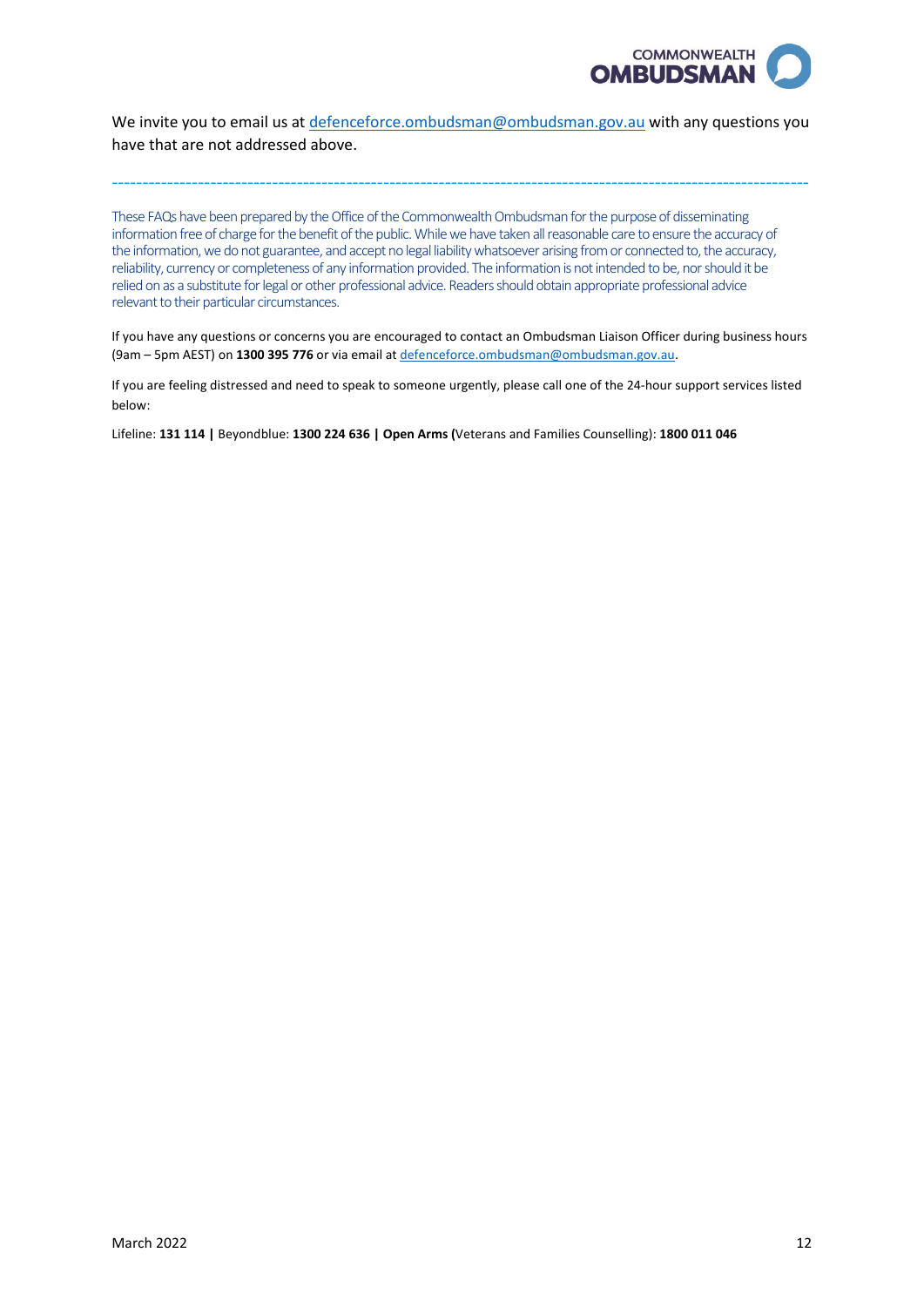We invite you to email us at defenceforce.ombudsman@ombudsman.gov.au with any questions you have that are not addressed above.

---

These FAQs have been prepared by the Office of the Commonwealth Ombudsman for the purpose of disseminating information free of charge for the benefit of the public. While we have taken all reasonable care to ensure the accuracy of the information, we do not guarantee, and accept no legal liability whatsoever arising from or connected to, the accuracy, reliability, currency or completeness of any information provided. The information is not intended to be, nor should it be relied on as a substitute for legal or other professional advice. Readers should obtain appropriate professional advice relevant to their particular circumstances.

If you have any questions or concerns you are encouraged to contact an Ombudsman Liaison Officer during business hours (9am – 5pm AEST) on **1300 395 776** or via email at defenceforce.ombudsman@ombudsman.gov.au.

If you are feeling distressed and need to speak to someone urgently, please call one of the 24-hour support services listed below:

Lifeline: **131 114 |** Beyondblue: **1300 224 636 | Open Arms (**Veterans and Families Counselling): **1800 011 046**